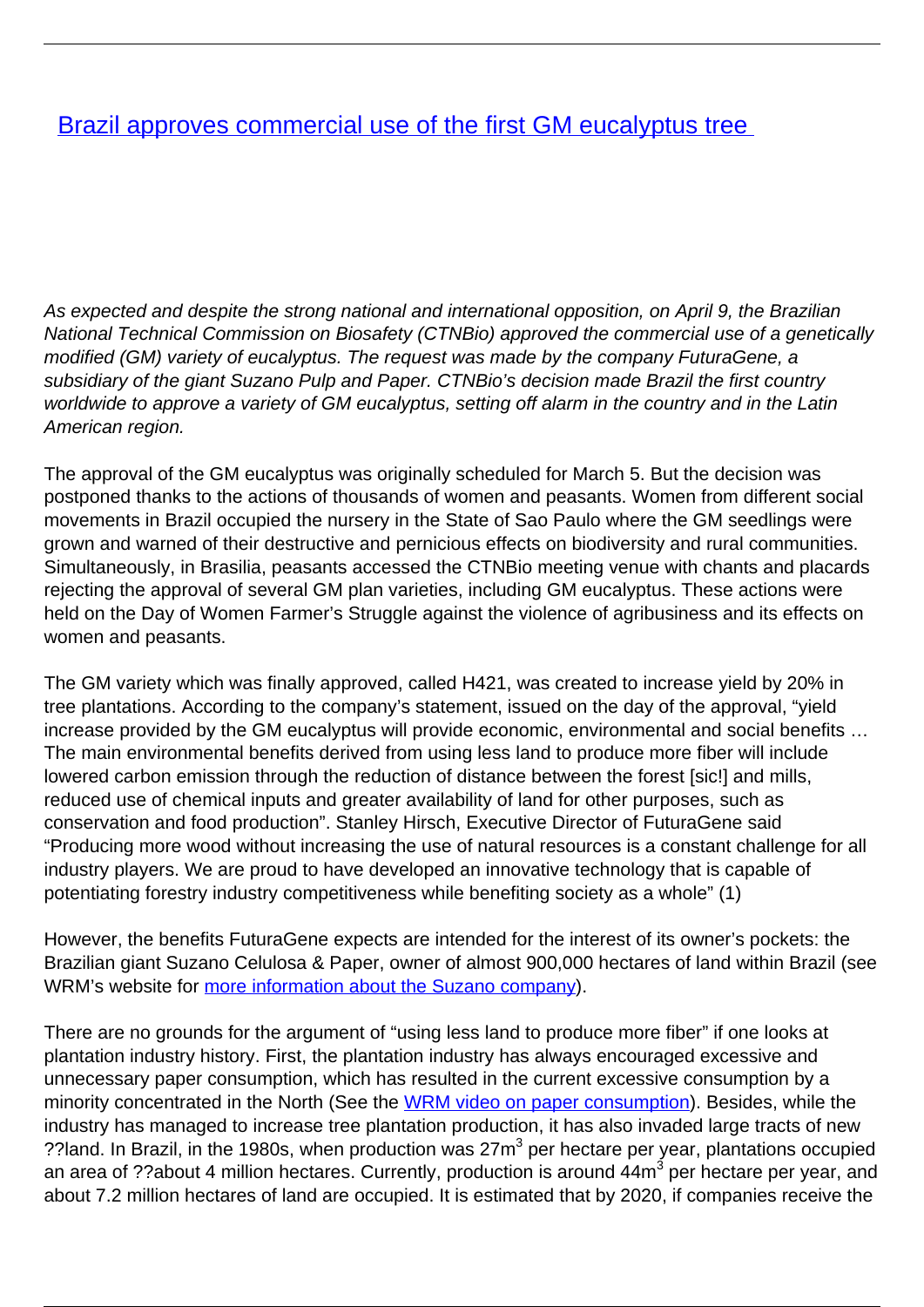# [Brazil approves commercial use of the first GM eucalyptus tree](#)

*As expected and despite the strong national and international opposition, on April 9, the Brazilian National Technical Commission on Biosafety (CTNBio) approved the commercial use of a genetically modified (GM) variety of eucalyptus. The request was made by the company FuturaGene, a subsidiary of the giant Suzano Pulp and Paper. CTNBio's decision made Brazil the first country worldwide to approve a variety of GM eucalyptus, setting off alarm in the country and in the Latin American region.*

The approval of the GM eucalyptus was originally scheduled for March 5. But the decision was postponed thanks to the actions of thousands of women and peasants. Women from different social movements in Brazil occupied the nursery in the State of Sao Paulo where the GM seedlings were grown and warned of their destructive and pernicious effects on biodiversity and rural communities. Simultaneously, in Brasilia, peasants accessed the CTNBio meeting venue with chants and placards rejecting the approval of several GM plan varieties, including GM eucalyptus. These actions were held on the Day of Women Farmer's Struggle against the violence of agribusiness and its effects on women and peasants.

The GM variety which was finally approved, called H421, was created to increase yield by 20% in tree plantations. According to the company's statement, issued on the day of the approval, "yield increase provided by the GM eucalyptus will provide economic, environmental and social benefits … The main environmental benefits derived from using less land to produce more fiber will include lowered carbon emission through the reduction of distance between the forest [sic!] and mills, reduced use of chemical inputs and greater availability of land for other purposes, such as conservation and food production". Stanley Hirsch, Executive Director of FuturaGene said "Producing more wood without increasing the use of natural resources is a constant challenge for all industry players. We are proud to have developed an innovative technology that is capable of potentiating forestry industry competitiveness while benefiting society as a whole" (1)

However, the benefits FuturaGene expects are intended for the interest of its owner's pockets: the Brazilian giant Suzano Celulosa & Paper, owner of almost 900,000 hectares of land within Brazil (see WRM's website for [more information about the Suzano company](#)).

There are no grounds for the argument of "using less land to produce more fiber" if one looks at plantation industry history. First, the plantation industry has always encouraged excessive and unnecessary paper consumption, which has resulted in the current excessive consumption by a minority concentrated in the North (See the [WRM video on paper consumption](#)). Besides, while the industry has managed to increase tree plantation production, it has also invaded large tracts of new ??land. In Brazil, in the 1980s, when production was $27m^3$ per hectare per year, plantations occupied an area of ??about 4 million hectares. Currently, production is around $44m^3$ per hectare per year, and about 7.2 million hectares of land are occupied. It is estimated that by 2020, if companies receive the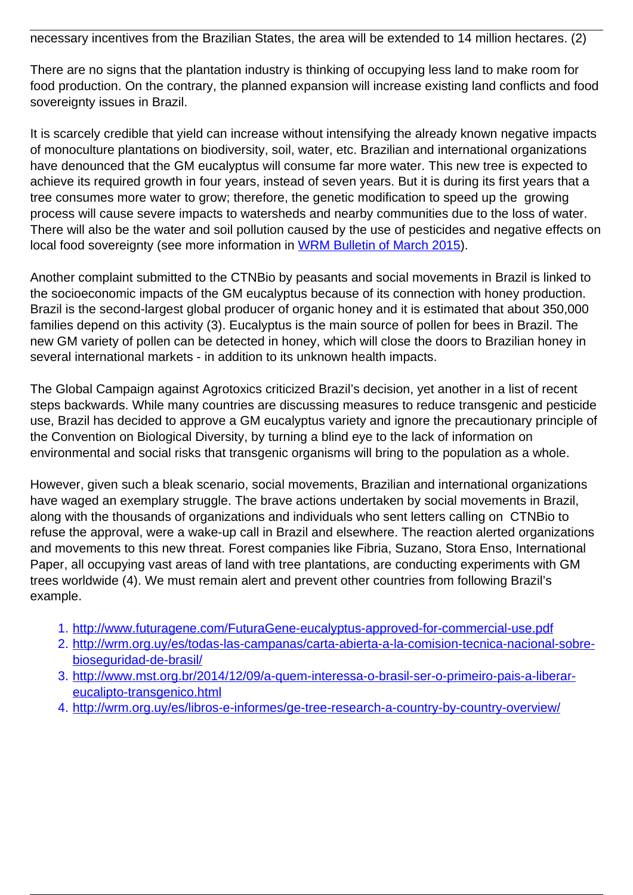necessary incentives from the Brazilian States, the area will be extended to 14 million hectares. (2)

There are no signs that the plantation industry is thinking of occupying less land to make room for food production. On the contrary, the planned expansion will increase existing land conflicts and food sovereignty issues in Brazil.

It is scarcely credible that yield can increase without intensifying the already known negative impacts of monoculture plantations on biodiversity, soil, water, etc. Brazilian and international organizations have denounced that the GM eucalyptus will consume far more water. This new tree is expected to achieve its required growth in four years, instead of seven years. But it is during its first years that a tree consumes more water to grow; therefore, the genetic modification to speed up the growing process will cause severe impacts to watersheds and nearby communities due to the loss of water. There will also be the water and soil pollution caused by the use of pesticides and negative effects on local food sovereignty (see more information in [WRM Bulletin of March 2015](#)).

Another complaint submitted to the CTNBio by peasants and social movements in Brazil is linked to the socioeconomic impacts of the GM eucalyptus because of its connection with honey production. Brazil is the second-largest global producer of organic honey and it is estimated that about 350,000 families depend on this activity (3). Eucalyptus is the main source of pollen for bees in Brazil. The new GM variety of pollen can be detected in honey, which will close the doors to Brazilian honey in several international markets - in addition to its unknown health impacts.

The Global Campaign against Agrotoxics criticized Brazil's decision, yet another in a list of recent steps backwards. While many countries are discussing measures to reduce transgenic and pesticide use, Brazil has decided to approve a GM eucalyptus variety and ignore the precautionary principle of the Convention on Biological Diversity, by turning a blind eye to the lack of information on environmental and social risks that transgenic organisms will bring to the population as a whole.

However, given such a bleak scenario, social movements, Brazilian and international organizations have waged an exemplary struggle. The brave actions undertaken by social movements in Brazil, along with the thousands of organizations and individuals who sent letters calling on CTNBio to refuse the approval, were a wake-up call in Brazil and elsewhere. The reaction alerted organizations and movements to this new threat. Forest companies like Fibria, Suzano, Stora Enso, International Paper, all occupying vast areas of land with tree plantations, are conducting experiments with GM trees worldwide (4). We must remain alert and prevent other countries from following Brazil's example.

1. http://www.futuragene.com/FuturaGene-eucalyptus-approved-for-commercial-use.pdf
2. http://wrm.org.uy/es/todas-las-campanas/carta-abierta-a-la-comision-tecnica-nacional-sobre-bioseguridad-de-brasil/
3. http://www.mst.org.br/2014/12/09/a-quem-interessa-o-brasil-ser-o-primeiro-pais-a-liberar-eucalipto-transgenico.html
4. http://wrm.org.uy/es/libros-e-informes/ge-tree-research-a-country-by-country-overview/